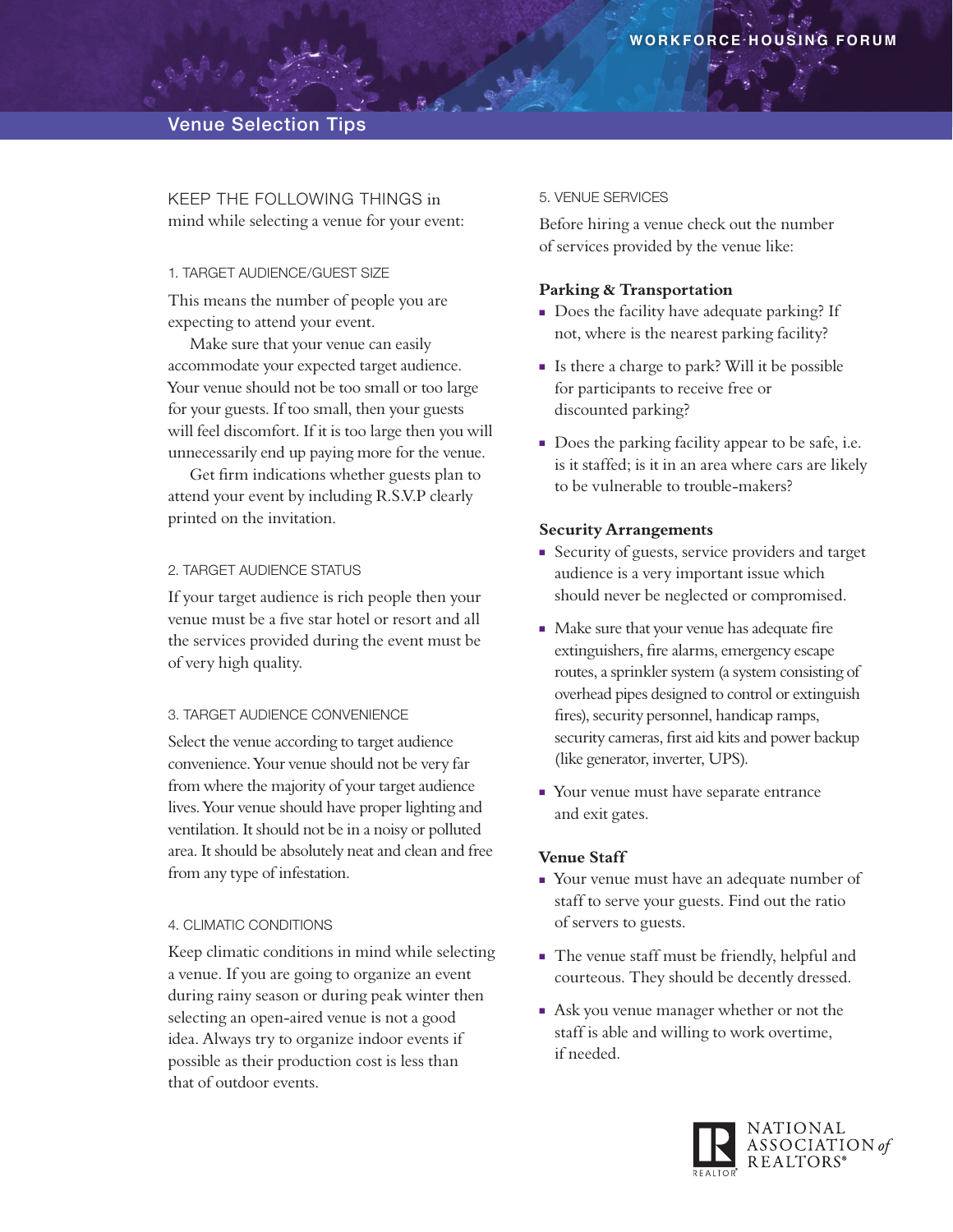# Venue Selection Tips

KEEP THE FOLLOWING THINGS in mind while selecting a venue for your event:

## 1. TARGET AUDIENCE/GUEST SIZE

This means the number of people you are expecting to attend your event.

Make sure that your venue can easily accommodate your expected target audience. Your venue should not be too small or too large for your guests. If too small, then your guests will feel discomfort. If it is too large then you will unnecessarily end up paying more for the venue.

Get firm indications whether guests plan to attend your event by including R.S.V.P clearly printed on the invitation.

## 2. TARGET AUDIENCE STATUS

If your target audience is rich people then your venue must be a five star hotel or resort and all the services provided during the event must be of very high quality.

## 3. TARGET AUDIENCE CONVENIENCE

Select the venue according to target audience convenience. Your venue should not be very far from where the majority of your target audience lives. Your venue should have proper lighting and ventilation. It should not be in a noisy or polluted area. It should be absolutely neat and clean and free from any type of infestation.

## 4. CLIMATIC CONDITIONS

Keep climatic conditions in mind while selecting a venue. If you are going to organize an event during rainy season or during peak winter then selecting an open-aired venue is not a good idea. Always try to organize indoor events if possible as their production cost is less than that of outdoor events.

## 5. VENUE SERVICES

Before hiring a venue check out the number of services provided by the venue like:

### Parking & Transportation

- Does the facility have adequate parking? If not, where is the nearest parking facility?
- Is there a charge to park? Will it be possible for participants to receive free or discounted parking?
- Does the parking facility appear to be safe, i.e. is it staffed; is it in an area where cars are likely to be vulnerable to trouble-makers?

### Security Arrangements

- Security of guests, service providers and target audience is a very important issue which should never be neglected or compromised.
- Make sure that your venue has adequate fire extinguishers, fire alarms, emergency escape routes, a sprinkler system (a system consisting of overhead pipes designed to control or extinguish fires), security personnel, handicap ramps, security cameras, first aid kits and power backup (like generator, inverter, UPS).
- Your venue must have separate entrance and exit gates.

### Venue Staff

- Your venue must have an adequate number of staff to serve your guests. Find out the ratio of servers to guests.
- The venue staff must be friendly, helpful and courteous. They should be decently dressed.
- Ask you venue manager whether or not the staff is able and willing to work overtime, if needed.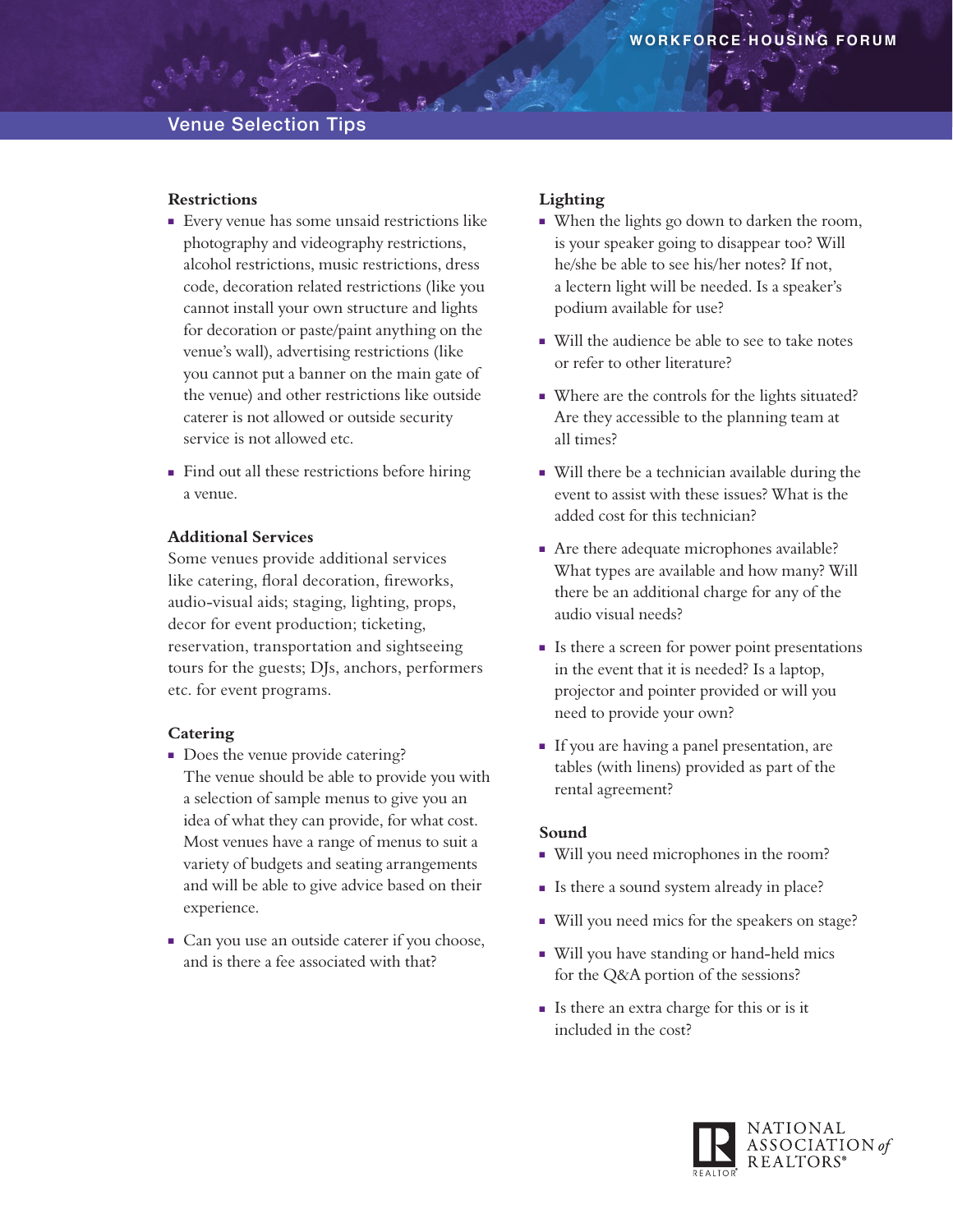## Venue Selection Tips

### Restrictions

- Every venue has some unsaid restrictions like photography and videography restrictions, alcohol restrictions, music restrictions, dress code, decoration related restrictions (like you cannot install your own structure and lights for decoration or paste/paint anything on the venue's wall), advertising restrictions (like you cannot put a banner on the main gate of the venue) and other restrictions like outside caterer is not allowed or outside security service is not allowed etc.
- Find out all these restrictions before hiring a venue.

### Additional Services

Some venues provide additional services like catering, floral decoration, fireworks, audio-visual aids; staging, lighting, props, decor for event production; ticketing, reservation, transportation and sightseeing tours for the guests; DJs, anchors, performers etc. for event programs.

### Catering

- Does the venue provide catering? The venue should be able to provide you with a selection of sample menus to give you an idea of what they can provide, for what cost. Most venues have a range of menus to suit a variety of budgets and seating arrangements and will be able to give advice based on their experience.
- Can you use an outside caterer if you choose, and is there a fee associated with that?

### Lighting

- When the lights go down to darken the room, is your speaker going to disappear too? Will he/she be able to see his/her notes? If not, a lectern light will be needed. Is a speaker's podium available for use?
- Will the audience be able to see to take notes or refer to other literature?
- Where are the controls for the lights situated? Are they accessible to the planning team at all times?
- Will there be a technician available during the event to assist with these issues? What is the added cost for this technician?
- Are there adequate microphones available? What types are available and how many? Will there be an additional charge for any of the audio visual needs?
- Is there a screen for power point presentations in the event that it is needed? Is a laptop, projector and pointer provided or will you need to provide your own?
- If you are having a panel presentation, are tables (with linens) provided as part of the rental agreement?

### Sound

- Will you need microphones in the room?
- Is there a sound system already in place?
- Will you need mics for the speakers on stage?
- Will you have standing or hand-held mics for the Q&A portion of the sessions?
- Is there an extra charge for this or is it included in the cost?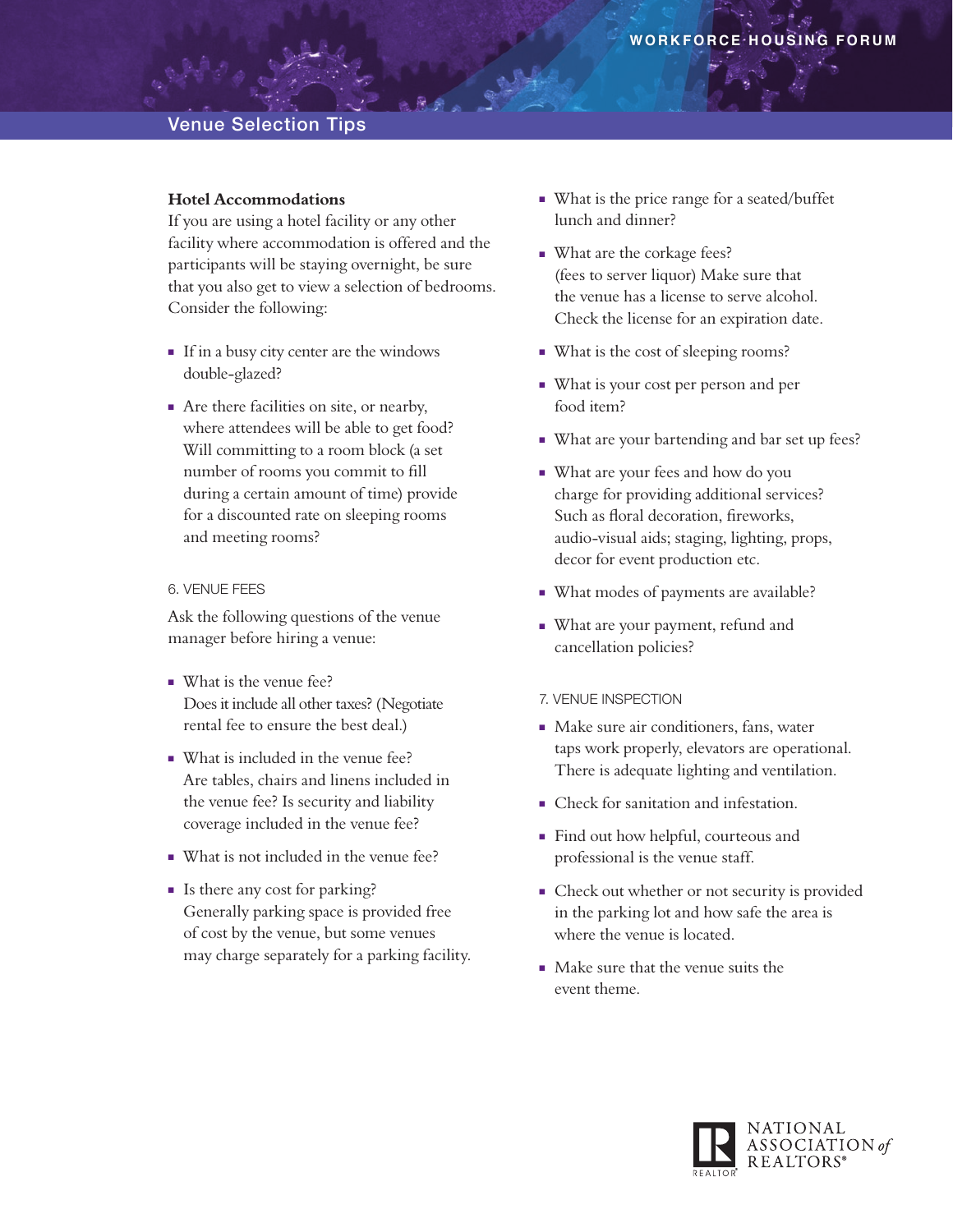## Venue Selection Tips

### Hotel Accommodations

If you are using a hotel facility or any other facility where accommodation is offered and the participants will be staying overnight, be sure that you also get to view a selection of bedrooms. Consider the following:

- If in a busy city center are the windows double-glazed?
- Are there facilities on site, or nearby, where attendees will be able to get food? Will committing to a room block (a set number of rooms you commit to fill during a certain amount of time) provide for a discounted rate on sleeping rooms and meeting rooms?

### 6. VENUE FEES

Ask the following questions of the venue manager before hiring a venue:

- What is the venue fee? Does it include all other taxes? (Negotiate rental fee to ensure the best deal.)
- What is included in the venue fee? Are tables, chairs and linens included in the venue fee? Is security and liability coverage included in the venue fee?
- What is not included in the venue fee?
- Is there any cost for parking? Generally parking space is provided free of cost by the venue, but some venues may charge separately for a parking facility.
- What is the price range for a seated/buffet lunch and dinner?
- What are the corkage fees? (fees to server liquor) Make sure that the venue has a license to serve alcohol. Check the license for an expiration date.
- What is the cost of sleeping rooms?
- What is your cost per person and per food item?
- What are your bartending and bar set up fees?
- What are your fees and how do you charge for providing additional services? Such as floral decoration, fireworks, audio-visual aids; staging, lighting, props, decor for event production etc.
- What modes of payments are available?
- What are your payment, refund and cancellation policies?

### 7. VENUE INSPECTION

- Make sure air conditioners, fans, water taps work properly, elevators are operational. There is adequate lighting and ventilation.
- Check for sanitation and infestation.
- Find out how helpful, courteous and professional is the venue staff.
- Check out whether or not security is provided in the parking lot and how safe the area is where the venue is located.
- Make sure that the venue suits the event theme.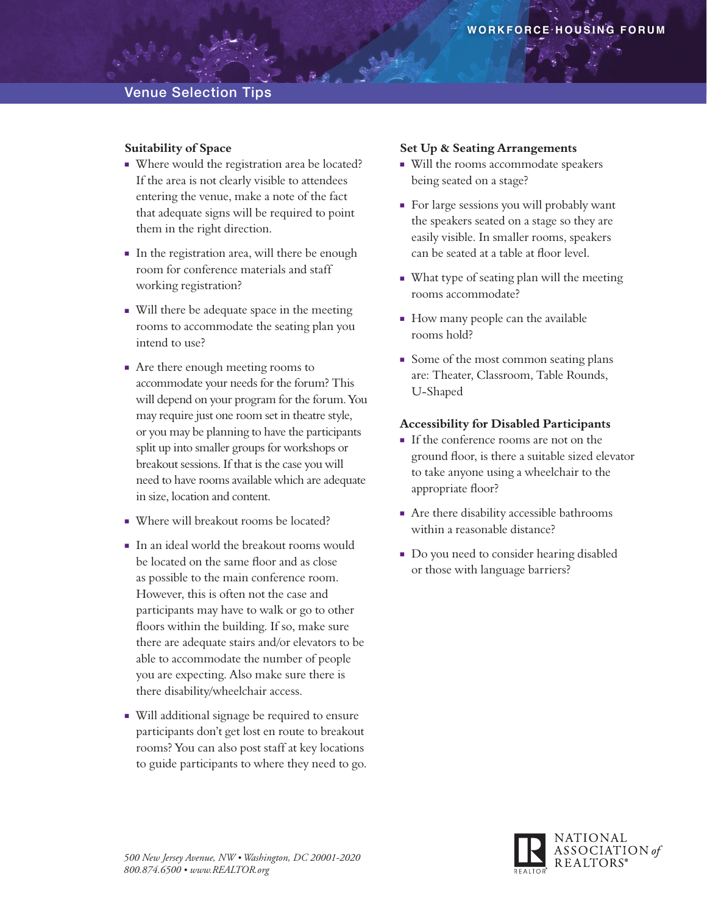# Venue Selection Tips

**Suitability of Space**

- Where would the registration area be located? If the area is not clearly visible to attendees entering the venue, make a note of the fact that adequate signs will be required to point them in the right direction.
- In the registration area, will there be enough room for conference materials and staff working registration?
- Will there be adequate space in the meeting rooms to accommodate the seating plan you intend to use?
- Are there enough meeting rooms to accommodate your needs for the forum? This will depend on your program for the forum. You may require just one room set in theatre style, or you may be planning to have the participants split up into smaller groups for workshops or breakout sessions. If that is the case you will need to have rooms available which are adequate in size, location and content.
- Where will breakout rooms be located?
- In an ideal world the breakout rooms would be located on the same floor and as close as possible to the main conference room. However, this is often not the case and participants may have to walk or go to other floors within the building. If so, make sure there are adequate stairs and/or elevators to be able to accommodate the number of people you are expecting. Also make sure there is there disability/wheelchair access.
- Will additional signage be required to ensure participants don't get lost en route to breakout rooms? You can also post staff at key locations to guide participants to where they need to go.

**Set Up & Seating Arrangements**

- Will the rooms accommodate speakers being seated on a stage?
- For large sessions you will probably want the speakers seated on a stage so they are easily visible. In smaller rooms, speakers can be seated at a table at floor level.
- What type of seating plan will the meeting rooms accommodate?
- How many people can the available rooms hold?
- Some of the most common seating plans are: Theater, Classroom, Table Rounds, U-Shaped

**Accessibility for Disabled Participants**

- If the conference rooms are not on the ground floor, is there a suitable sized elevator to take anyone using a wheelchair to the appropriate floor?
- Are there disability accessible bathrooms within a reasonable distance?
- Do you need to consider hearing disabled or those with language barriers?

*500 New Jersey Avenue, NW • Washington, DC 20001-2020*
*800.874.6500 • www.REALTOR.org*

NATIONAL ASSOCIATION *of* REALTORS®